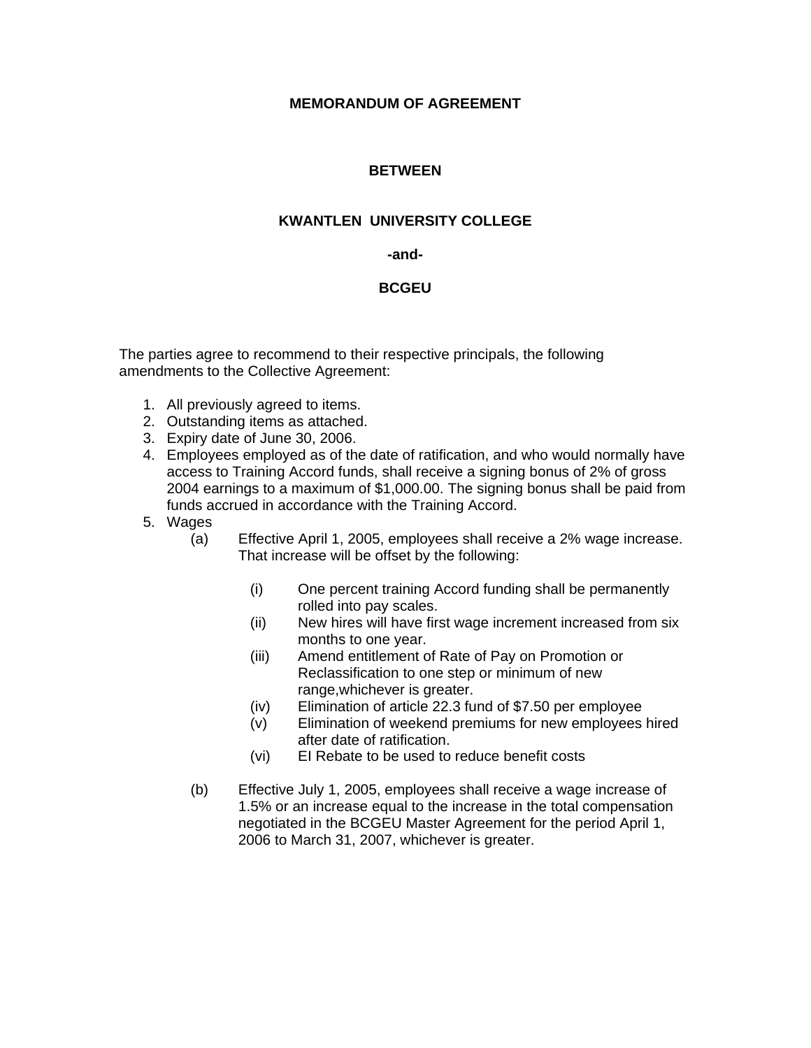# MEMORANDUM OF AGREEMENT

## BETWEEN

## KWANTLEN UNIVERSITY COLLEGE

## -and-

## BCGEU

The parties agree to recommend to their respective principals, the following amendments to the Collective Agreement:

1. All previously agreed to items.
2. Outstanding items as attached.
3. Expiry date of June 30, 2006.
4. Employees employed as of the date of ratification, and who would normally have access to Training Accord funds, shall receive a signing bonus of 2% of gross 2004 earnings to a maximum of $1,000.00. The signing bonus shall be paid from funds accrued in accordance with the Training Accord.
5. Wages
   - (a) Effective April 1, 2005, employees shall receive a 2% wage increase. That increase will be offset by the following:
     - (i) One percent training Accord funding shall be permanently rolled into pay scales.
     - (ii) New hires will have first wage increment increased from six months to one year.
     - (iii) Amend entitlement of Rate of Pay on Promotion or Reclassification to one step or minimum of new range,whichever is greater.
     - (iv) Elimination of article 22.3 fund of $7.50 per employee
     - (v) Elimination of weekend premiums for new employees hired after date of ratification.
     - (vi) EI Rebate to be used to reduce benefit costs
   - (b) Effective July 1, 2005, employees shall receive a wage increase of 1.5% or an increase equal to the increase in the total compensation negotiated in the BCGEU Master Agreement for the period April 1, 2006 to March 31, 2007, whichever is greater.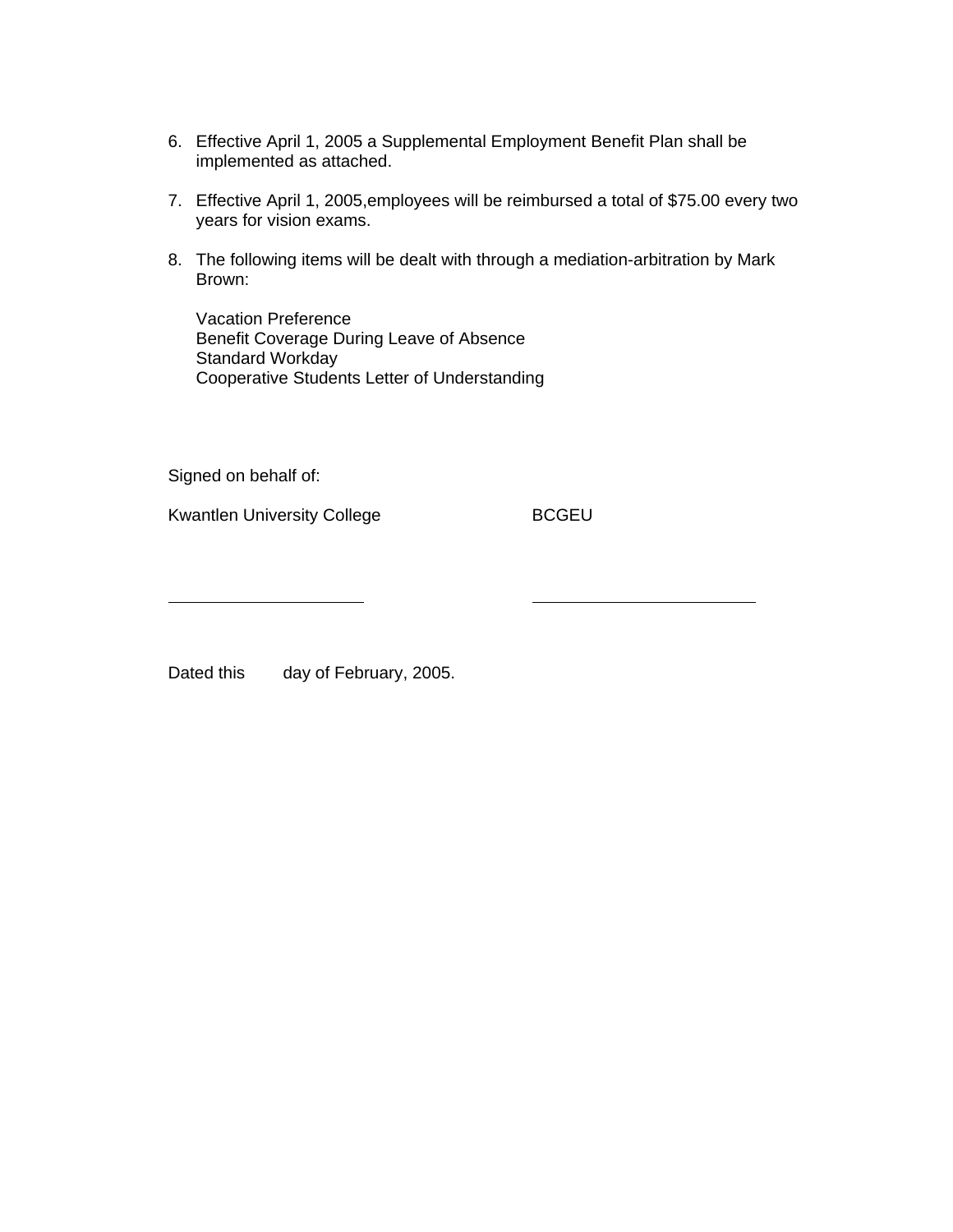6. Effective April 1, 2005 a Supplemental Employment Benefit Plan shall be implemented as attached.

7. Effective April 1, 2005,employees will be reimbursed a total of $75.00 every two years for vision exams.

8. The following items will be dealt with through a mediation-arbitration by Mark Brown:

   Vacation Preference
   Benefit Coverage During Leave of Absence
   Standard Workday
   Cooperative Students Letter of Understanding

Signed on behalf of:

| | |
|---|---|
| Kwantlen University College | BCGEU |
| ____________________ | ______________________ |

Dated this        day of February, 2005.